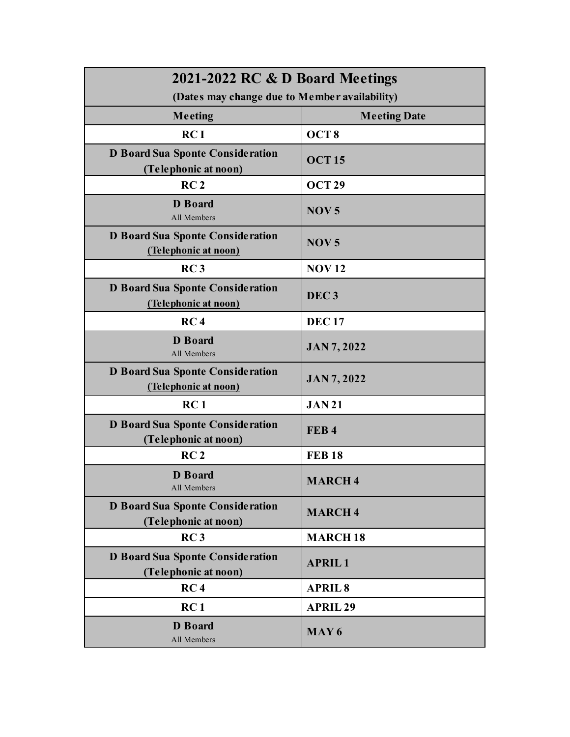| 2021-2022 RC & D Board Meetings (Dates may change due to Member availability) | |
|---|---|
| **Meeting** | **Meeting Date** |
| **RC I** | **OCT 8** |
| **D Board Sua Sponte Consideration (Telephonic at noon)** | **OCT 15** |
| **RC 2** | **OCT 29** |
| **D Board** All Members | **NOV 5** |
| **D Board Sua Sponte Consideration (Telephonic at noon)** | **NOV 5** |
| **RC 3** | **NOV 12** |
| **D Board Sua Sponte Consideration (Telephonic at noon)** | **DEC 3** |
| **RC 4** | **DEC 17** |
| **D Board** All Members | **JAN 7, 2022** |
| **D Board Sua Sponte Consideration (Telephonic at noon)** | **JAN 7, 2022** |
| **RC 1** | **JAN 21** |
| **D Board Sua Sponte Consideration (Telephonic at noon)** | **FEB 4** |
| **RC 2** | **FEB 18** |
| **D Board** All Members | **MARCH 4** |
| **D Board Sua Sponte Consideration (Telephonic at noon)** | **MARCH 4** |
| **RC 3** | **MARCH 18** |
| **D Board Sua Sponte Consideration (Telephonic at noon)** | **APRIL 1** |
| **RC 4** | **APRIL 8** |
| **RC 1** | **APRIL 29** |
| **D Board** All Members | **MAY 6** |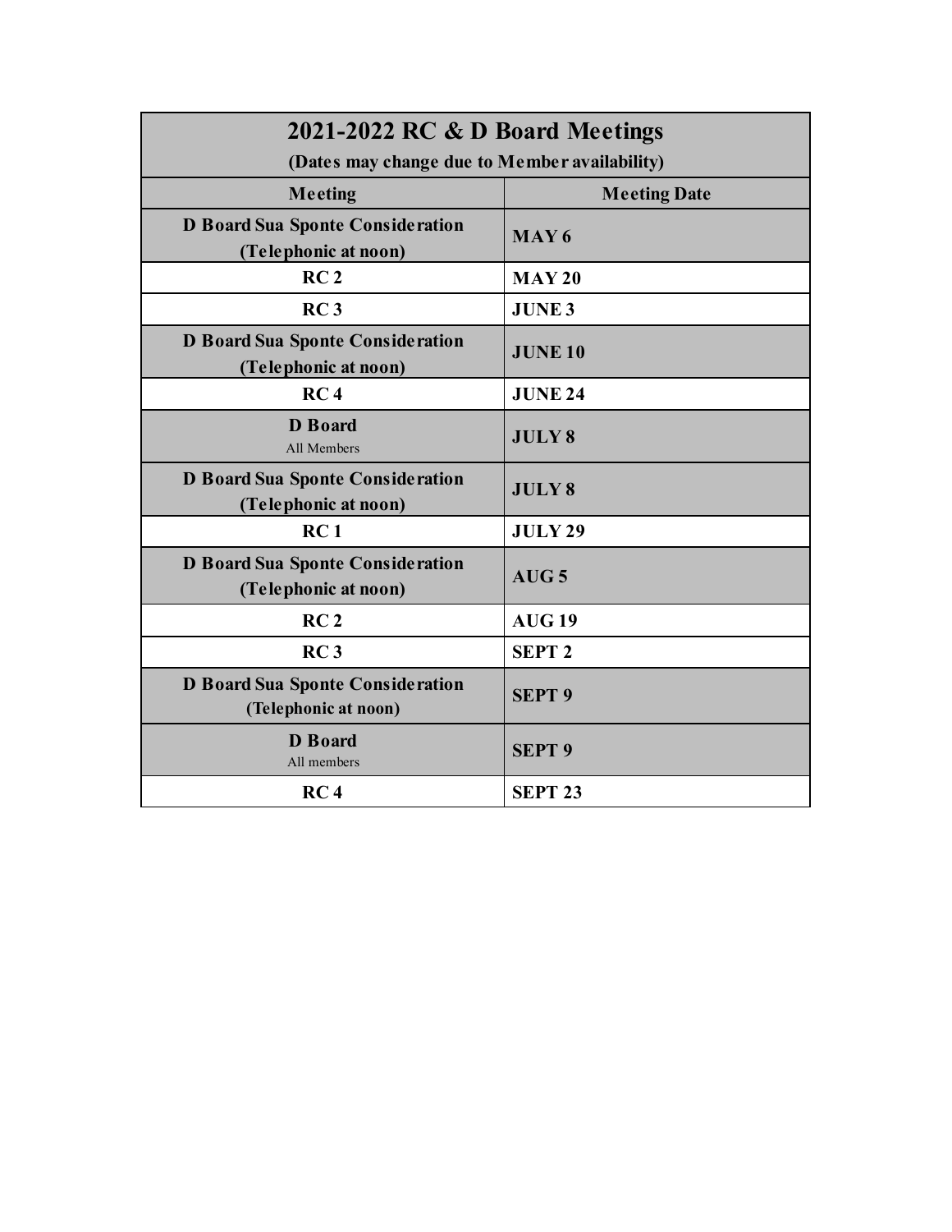| 2021-2022 RC & D Board Meetings (Dates may change due to Member availability) | |
| --- | --- |
| **Meeting** | **Meeting Date** |
| **D Board Sua Sponte Consideration (Telephonic at noon)** | **MAY 6** |
| **RC 2** | **MAY 20** |
| **RC 3** | **JUNE 3** |
| **D Board Sua Sponte Consideration (Telephonic at noon)** | **JUNE 10** |
| **RC 4** | **JUNE 24** |
| **D Board** All Members | **JULY 8** |
| **D Board Sua Sponte Consideration (Telephonic at noon)** | **JULY 8** |
| **RC 1** | **JULY 29** |
| **D Board Sua Sponte Consideration (Telephonic at noon)** | **AUG 5** |
| **RC 2** | **AUG 19** |
| **RC 3** | **SEPT 2** |
| **D Board Sua Sponte Consideration (Telephonic at noon)** | **SEPT 9** |
| **D Board** All members | **SEPT 9** |
| **RC 4** | **SEPT 23** |